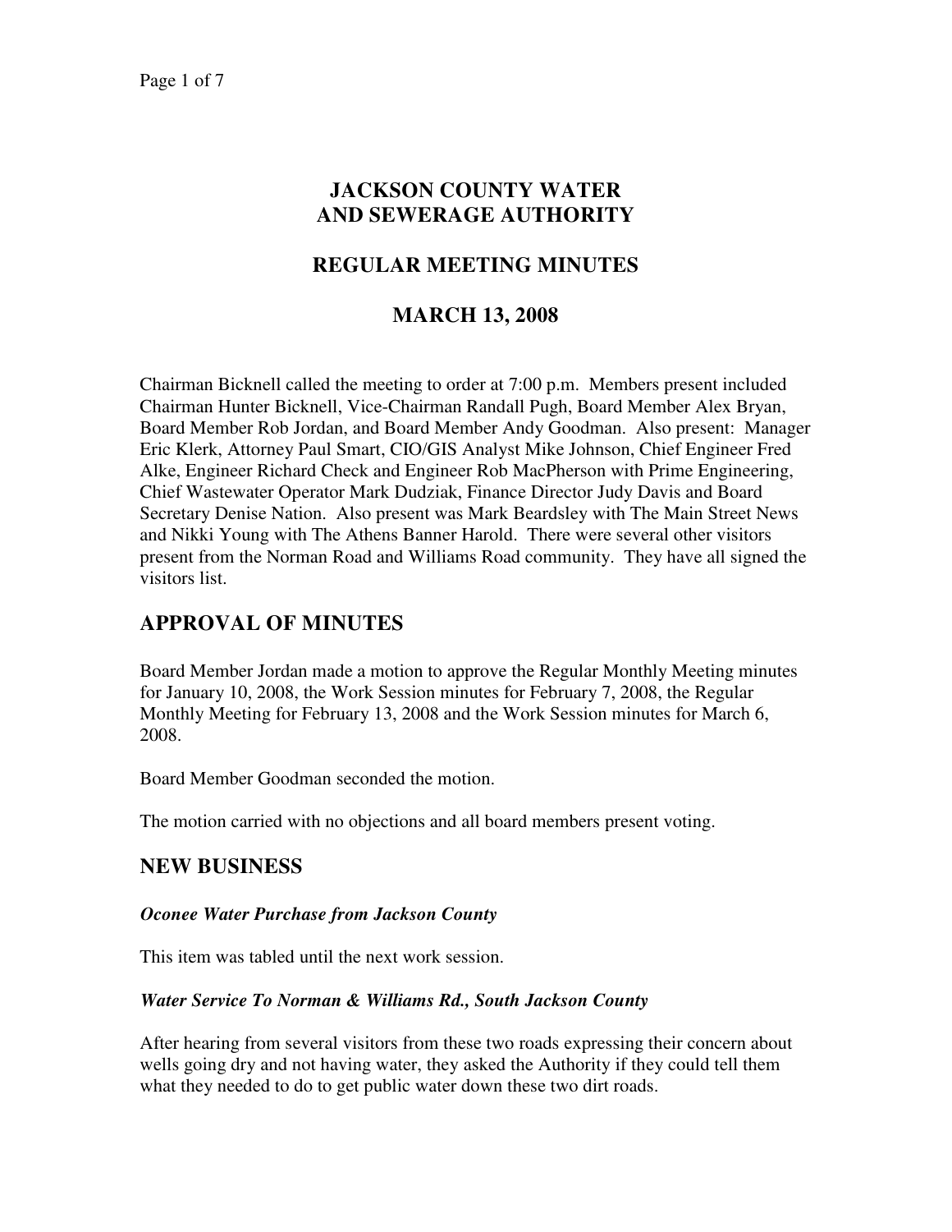# JACKSON COUNTY WATER AND SEWERAGE AUTHORITY

## REGULAR MEETING MINUTES

## MARCH 13, 2008

Chairman Bicknell called the meeting to order at 7:00 p.m. Members present included Chairman Hunter Bicknell, Vice-Chairman Randall Pugh, Board Member Alex Bryan, Board Member Rob Jordan, and Board Member Andy Goodman. Also present: Manager Eric Klerk, Attorney Paul Smart, CIO/GIS Analyst Mike Johnson, Chief Engineer Fred Alke, Engineer Richard Check and Engineer Rob MacPherson with Prime Engineering, Chief Wastewater Operator Mark Dudziak, Finance Director Judy Davis and Board Secretary Denise Nation. Also present was Mark Beardsley with The Main Street News and Nikki Young with The Athens Banner Harold. There were several other visitors present from the Norman Road and Williams Road community. They have all signed the visitors list.

## APPROVAL OF MINUTES

Board Member Jordan made a motion to approve the Regular Monthly Meeting minutes for January 10, 2008, the Work Session minutes for February 7, 2008, the Regular Monthly Meeting for February 13, 2008 and the Work Session minutes for March 6, 2008.

Board Member Goodman seconded the motion.

The motion carried with no objections and all board members present voting.

## NEW BUSINESS

***Oconee Water Purchase from Jackson County***

This item was tabled until the next work session.

***Water Service To Norman & Williams Rd., South Jackson County***

After hearing from several visitors from these two roads expressing their concern about wells going dry and not having water, they asked the Authority if they could tell them what they needed to do to get public water down these two dirt roads.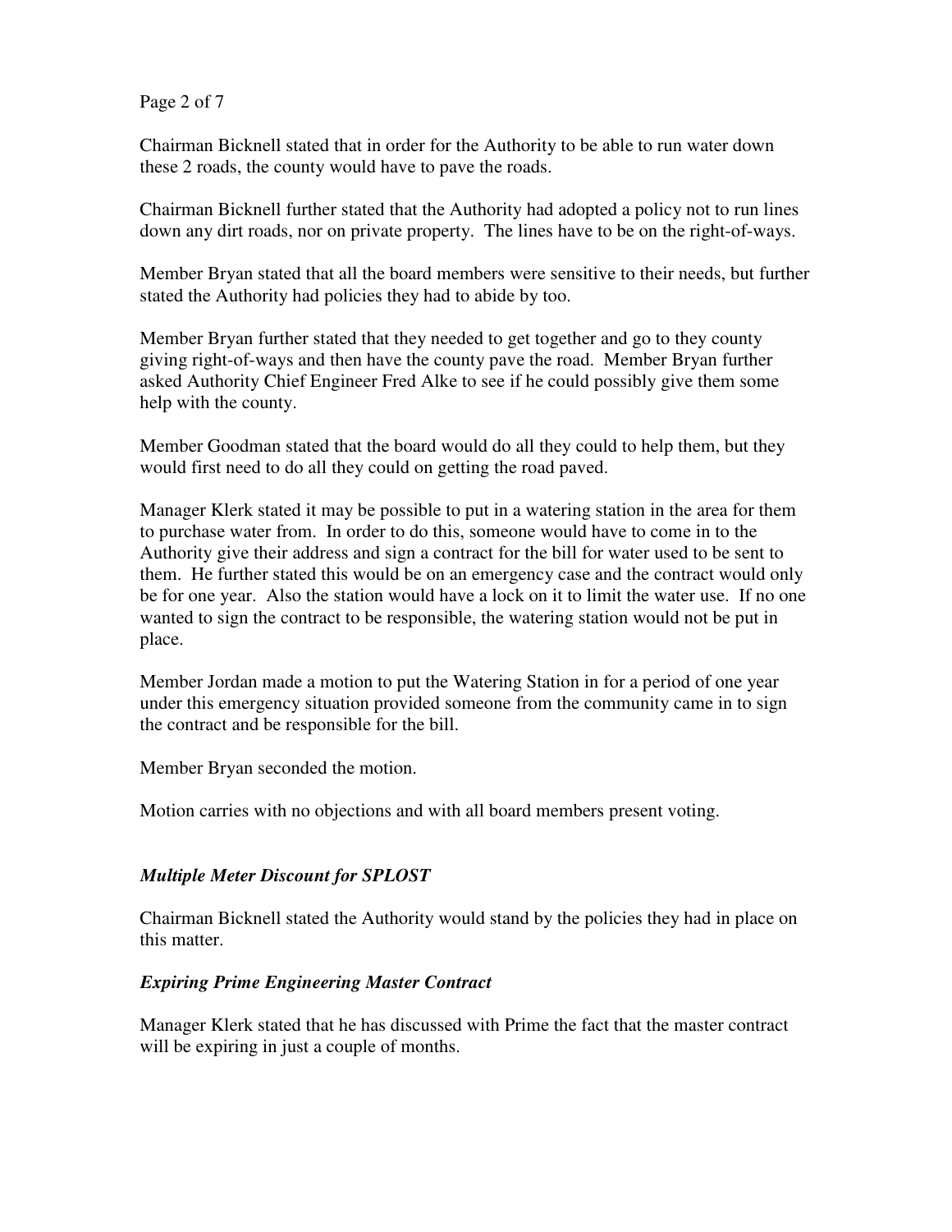Chairman Bicknell stated that in order for the Authority to be able to run water down these 2 roads, the county would have to pave the roads.

Chairman Bicknell further stated that the Authority had adopted a policy not to run lines down any dirt roads, nor on private property. The lines have to be on the right-of-ways.

Member Bryan stated that all the board members were sensitive to their needs, but further stated the Authority had policies they had to abide by too.

Member Bryan further stated that they needed to get together and go to they county giving right-of-ways and then have the county pave the road. Member Bryan further asked Authority Chief Engineer Fred Alke to see if he could possibly give them some help with the county.

Member Goodman stated that the board would do all they could to help them, but they would first need to do all they could on getting the road paved.

Manager Klerk stated it may be possible to put in a watering station in the area for them to purchase water from. In order to do this, someone would have to come in to the Authority give their address and sign a contract for the bill for water used to be sent to them. He further stated this would be on an emergency case and the contract would only be for one year. Also the station would have a lock on it to limit the water use. If no one wanted to sign the contract to be responsible, the watering station would not be put in place.

Member Jordan made a motion to put the Watering Station in for a period of one year under this emergency situation provided someone from the community came in to sign the contract and be responsible for the bill.

Member Bryan seconded the motion.

Motion carries with no objections and with all board members present voting.

***Multiple Meter Discount for SPLOST***

Chairman Bicknell stated the Authority would stand by the policies they had in place on this matter.

***Expiring Prime Engineering Master Contract***

Manager Klerk stated that he has discussed with Prime the fact that the master contract will be expiring in just a couple of months.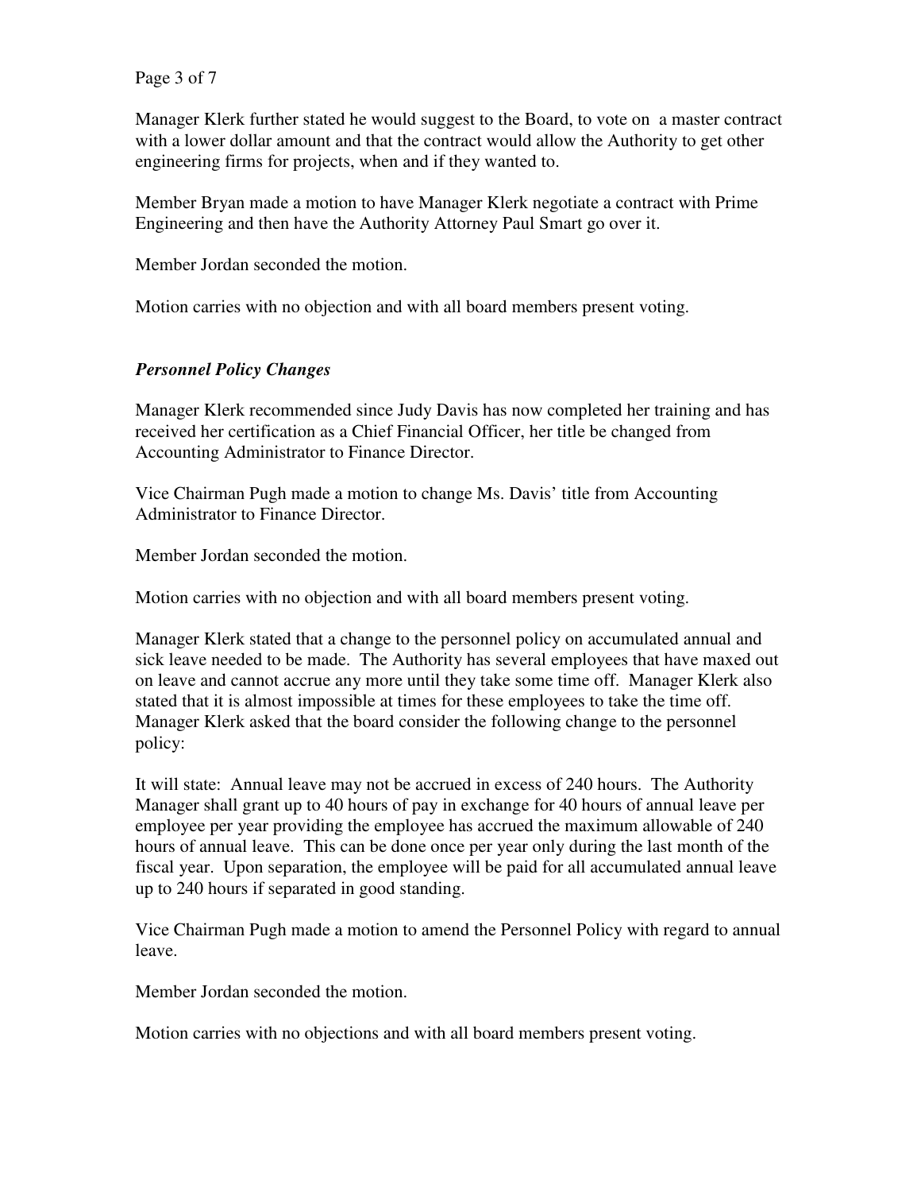Manager Klerk further stated he would suggest to the Board, to vote on a master contract with a lower dollar amount and that the contract would allow the Authority to get other engineering firms for projects, when and if they wanted to.

Member Bryan made a motion to have Manager Klerk negotiate a contract with Prime Engineering and then have the Authority Attorney Paul Smart go over it.

Member Jordan seconded the motion.

Motion carries with no objection and with all board members present voting.

### *Personnel Policy Changes*

Manager Klerk recommended since Judy Davis has now completed her training and has received her certification as a Chief Financial Officer, her title be changed from Accounting Administrator to Finance Director.

Vice Chairman Pugh made a motion to change Ms. Davis' title from Accounting Administrator to Finance Director.

Member Jordan seconded the motion.

Motion carries with no objection and with all board members present voting.

Manager Klerk stated that a change to the personnel policy on accumulated annual and sick leave needed to be made. The Authority has several employees that have maxed out on leave and cannot accrue any more until they take some time off. Manager Klerk also stated that it is almost impossible at times for these employees to take the time off. Manager Klerk asked that the board consider the following change to the personnel policy:

It will state: Annual leave may not be accrued in excess of 240 hours. The Authority Manager shall grant up to 40 hours of pay in exchange for 40 hours of annual leave per employee per year providing the employee has accrued the maximum allowable of 240 hours of annual leave. This can be done once per year only during the last month of the fiscal year. Upon separation, the employee will be paid for all accumulated annual leave up to 240 hours if separated in good standing.

Vice Chairman Pugh made a motion to amend the Personnel Policy with regard to annual leave.

Member Jordan seconded the motion.

Motion carries with no objections and with all board members present voting.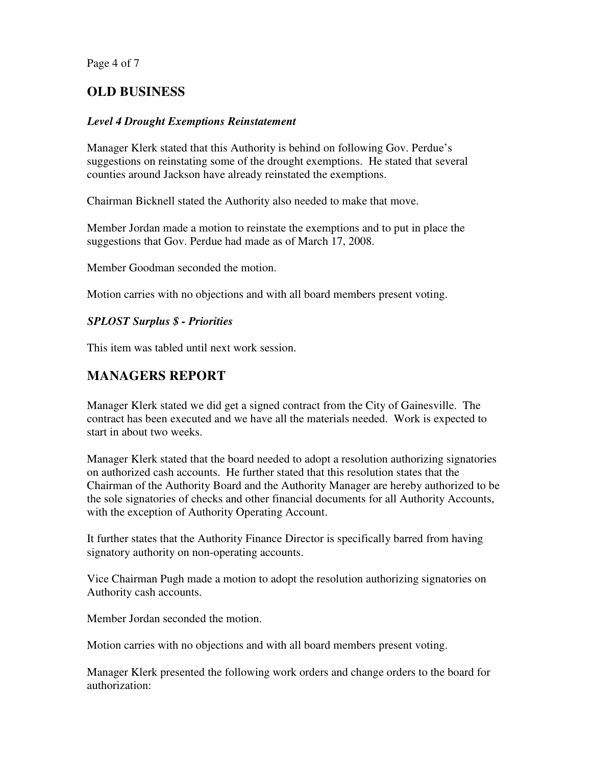## OLD BUSINESS

### *Level 4 Drought Exemptions Reinstatement*

Manager Klerk stated that this Authority is behind on following Gov. Perdue's suggestions on reinstating some of the drought exemptions. He stated that several counties around Jackson have already reinstated the exemptions.

Chairman Bicknell stated the Authority also needed to make that move.

Member Jordan made a motion to reinstate the exemptions and to put in place the suggestions that Gov. Perdue had made as of March 17, 2008.

Member Goodman seconded the motion.

Motion carries with no objections and with all board members present voting.

### *SPLOST Surplus $ - Priorities*

This item was tabled until next work session.

## MANAGERS REPORT

Manager Klerk stated we did get a signed contract from the City of Gainesville. The contract has been executed and we have all the materials needed. Work is expected to start in about two weeks.

Manager Klerk stated that the board needed to adopt a resolution authorizing signatories on authorized cash accounts. He further stated that this resolution states that the Chairman of the Authority Board and the Authority Manager are hereby authorized to be the sole signatories of checks and other financial documents for all Authority Accounts, with the exception of Authority Operating Account.

It further states that the Authority Finance Director is specifically barred from having signatory authority on non-operating accounts.

Vice Chairman Pugh made a motion to adopt the resolution authorizing signatories on Authority cash accounts.

Member Jordan seconded the motion.

Motion carries with no objections and with all board members present voting.

Manager Klerk presented the following work orders and change orders to the board for authorization: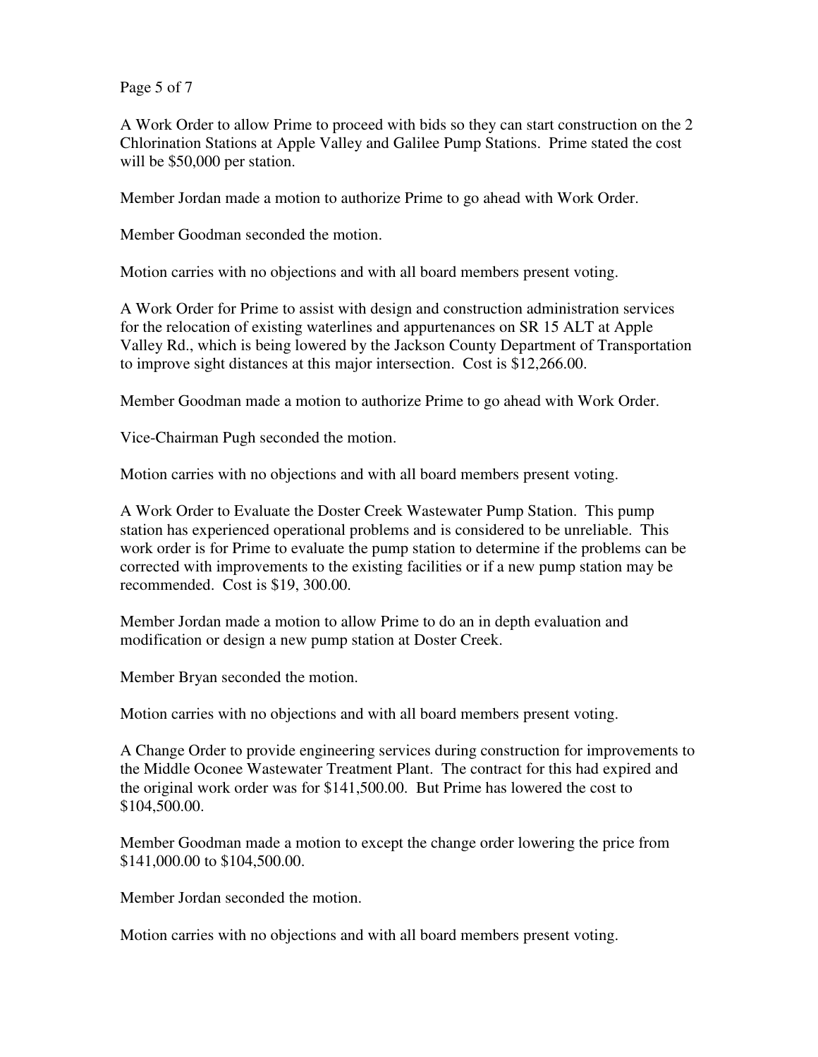A Work Order to allow Prime to proceed with bids so they can start construction on the 2 Chlorination Stations at Apple Valley and Galilee Pump Stations. Prime stated the cost will be $50,000 per station.

Member Jordan made a motion to authorize Prime to go ahead with Work Order.

Member Goodman seconded the motion.

Motion carries with no objections and with all board members present voting.

A Work Order for Prime to assist with design and construction administration services for the relocation of existing waterlines and appurtenances on SR 15 ALT at Apple Valley Rd., which is being lowered by the Jackson County Department of Transportation to improve sight distances at this major intersection. Cost is $12,266.00.

Member Goodman made a motion to authorize Prime to go ahead with Work Order.

Vice-Chairman Pugh seconded the motion.

Motion carries with no objections and with all board members present voting.

A Work Order to Evaluate the Doster Creek Wastewater Pump Station. This pump station has experienced operational problems and is considered to be unreliable. This work order is for Prime to evaluate the pump station to determine if the problems can be corrected with improvements to the existing facilities or if a new pump station may be recommended. Cost is $19, 300.00.

Member Jordan made a motion to allow Prime to do an in depth evaluation and modification or design a new pump station at Doster Creek.

Member Bryan seconded the motion.

Motion carries with no objections and with all board members present voting.

A Change Order to provide engineering services during construction for improvements to the Middle Oconee Wastewater Treatment Plant. The contract for this had expired and the original work order was for $141,500.00. But Prime has lowered the cost to $104,500.00.

Member Goodman made a motion to except the change order lowering the price from $141,000.00 to $104,500.00.

Member Jordan seconded the motion.

Motion carries with no objections and with all board members present voting.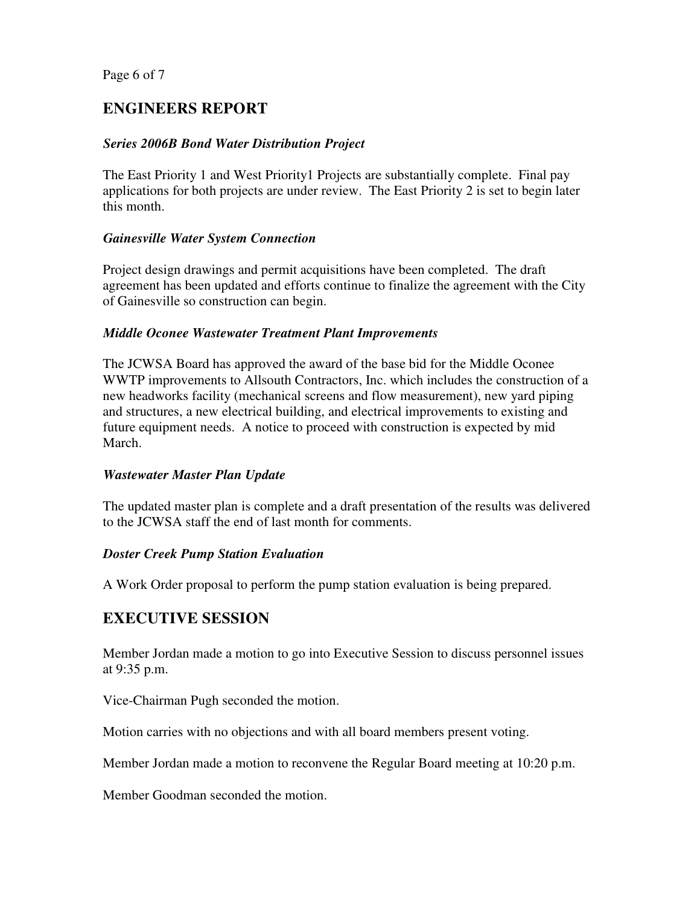## ENGINEERS REPORT

***Series 2006B Bond Water Distribution Project***

The East Priority 1 and West Priority1 Projects are substantially complete. Final pay applications for both projects are under review. The East Priority 2 is set to begin later this month.

***Gainesville Water System Connection***

Project design drawings and permit acquisitions have been completed. The draft agreement has been updated and efforts continue to finalize the agreement with the City of Gainesville so construction can begin.

***Middle Oconee Wastewater Treatment Plant Improvements***

The JCWSA Board has approved the award of the base bid for the Middle Oconee WWTP improvements to Allsouth Contractors, Inc. which includes the construction of a new headworks facility (mechanical screens and flow measurement), new yard piping and structures, a new electrical building, and electrical improvements to existing and future equipment needs. A notice to proceed with construction is expected by mid March.

***Wastewater Master Plan Update***

The updated master plan is complete and a draft presentation of the results was delivered to the JCWSA staff the end of last month for comments.

***Doster Creek Pump Station Evaluation***

A Work Order proposal to perform the pump station evaluation is being prepared.

## EXECUTIVE SESSION

Member Jordan made a motion to go into Executive Session to discuss personnel issues at 9:35 p.m.

Vice-Chairman Pugh seconded the motion.

Motion carries with no objections and with all board members present voting.

Member Jordan made a motion to reconvene the Regular Board meeting at 10:20 p.m.

Member Goodman seconded the motion.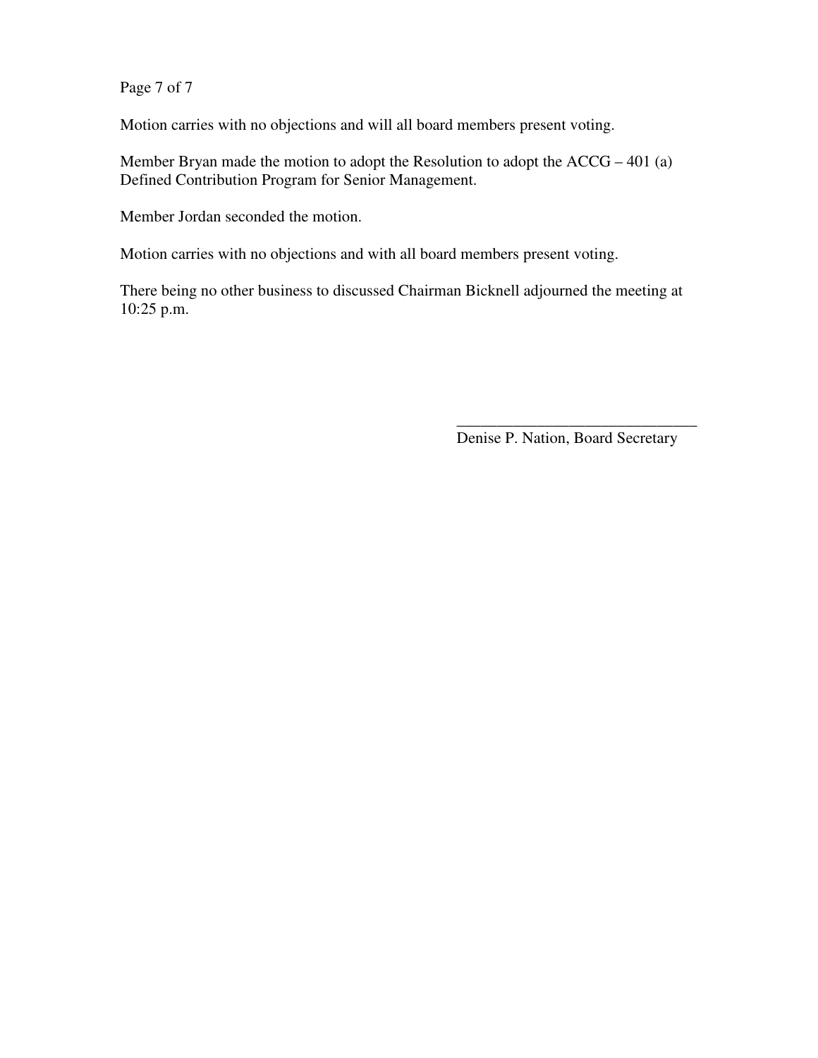Motion carries with no objections and will all board members present voting.

Member Bryan made the motion to adopt the Resolution to adopt the ACCG – 401 (a) Defined Contribution Program for Senior Management.

Member Jordan seconded the motion.

Motion carries with no objections and with all board members present voting.

There being no other business to discussed Chairman Bicknell adjourned the meeting at 10:25 p.m.

_______________________________
Denise P. Nation, Board Secretary